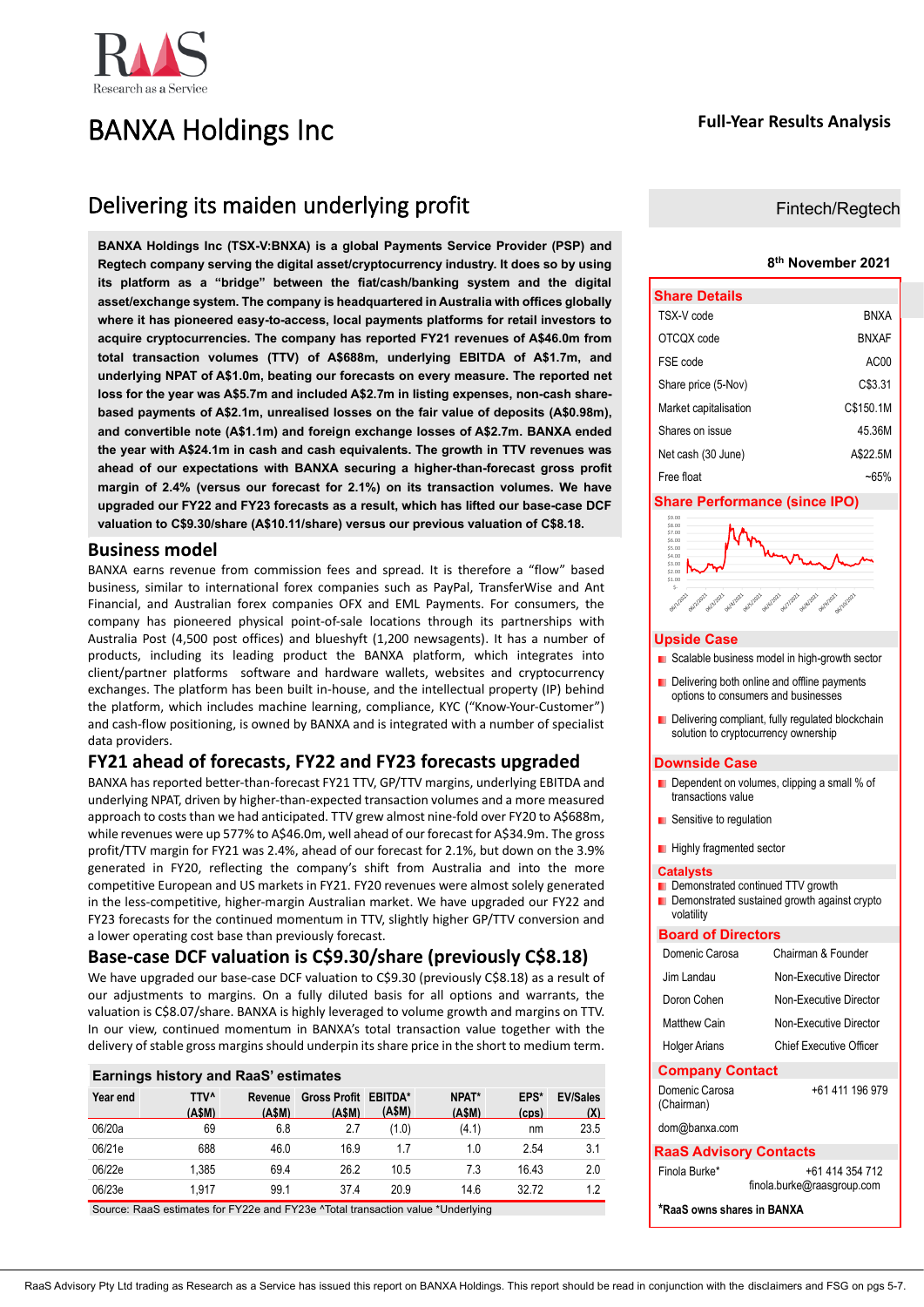# BANXA Holdings Inc

**Full-Year Results Analysis**

## Delivering its maiden underlying profit

Fintech/Regtech

8th November 2021

**BANXA Holdings Inc (TSX-V:BNXA) is a global Payments Service Provider (PSP) and Regtech company serving the digital asset/cryptocurrency industry. It does so by using its platform as a "bridge" between the fiat/cash/banking system and the digital asset/exchange system. The company is headquartered in Australia with offices globally where it has pioneered easy-to-access, local payments platforms for retail investors to acquire cryptocurrencies. The company has reported FY21 revenues of A$46.0m from total transaction volumes (TTV) of A$688m, underlying EBITDA of A$1.7m, and underlying NPAT of A$1.0m, beating our forecasts on every measure. The reported net loss for the year was A$5.7m and included A$2.7m in listing expenses, non-cash share-based payments of A$2.1m, unrealised losses on the fair value of deposits (A$0.98m), and convertible note (A$1.1m) and foreign exchange losses of A$2.7m. BANXA ended the year with A$24.1m in cash and cash equivalents. The growth in TTV revenues was ahead of our expectations with BANXA securing a higher-than-forecast gross profit margin of 2.4% (versus our forecast for 2.1%) on its transaction volumes. We have upgraded our FY22 and FY23 forecasts as a result, which has lifted our base-case DCF valuation to C$9.30/share (A$10.11/share) versus our previous valuation of C$8.18.**

## Business model

BANXA earns revenue from commission fees and spread. It is therefore a "flow" based business, similar to international forex companies such as PayPal, TransferWise and Ant Financial, and Australian forex companies OFX and EML Payments. For consumers, the company has pioneered physical point-of-sale locations through its partnerships with Australia Post (4,500 post offices) and blueshyft (1,200 newsagents). It has a number of products, including its leading product the BANXA platform, which integrates into client/partner platforms software and hardware wallets, websites and cryptocurrency exchanges. The platform has been built in-house, and the intellectual property (IP) behind the platform, which includes machine learning, compliance, KYC ("Know-Your-Customer") and cash-flow positioning, is owned by BANXA and is integrated with a number of specialist data providers.

## FY21 ahead of forecasts, FY22 and FY23 forecasts upgraded

BANXA has reported better-than-forecast FY21 TTV, GP/TTV margins, underlying EBITDA and underlying NPAT, driven by higher-than-expected transaction volumes and a more measured approach to costs than we had anticipated. TTV grew almost nine-fold over FY20 to A$688m, while revenues were up 577% to A$46.0m, well ahead of our forecast for A$34.9m. The gross profit/TTV margin for FY21 was 2.4%, ahead of our forecast for 2.1%, but down on the 3.9% generated in FY20, reflecting the company's shift from Australia and into the more competitive European and US markets in FY21. FY20 revenues were almost solely generated in the less-competitive, higher-margin Australian market. We have upgraded our FY22 and FY23 forecasts for the continued momentum in TTV, slightly higher GP/TTV conversion and a lower operating cost base than previously forecast.

## Base-case DCF valuation is C$9.30/share (previously C$8.18)

We have upgraded our base-case DCF valuation to C$9.30 (previously C$8.18) as a result of our adjustments to margins. On a fully diluted basis for all options and warrants, the valuation is C$8.07/share. BANXA is highly leveraged to volume growth and margins on TTV. In our view, continued momentum in BANXA's total transaction value together with the delivery of stable gross margins should underpin its share price in the short to medium term.

### Earnings history and RaaS' estimates

| Year end | TTV^ (A$M) | Revenue (A$M) | Gross Profit (A$M) | EBITDA* (A$M) | NPAT* (A$M) | EPS* (cps) | EV/Sales (X) |
|---|---|---|---|---|---|---|---|
| 06/20a | 69 | 6.8 | 2.7 | (1.0) | (4.1) | nm | 23.5 |
| 06/21e | 688 | 46.0 | 16.9 | 1.7 | 1.0 | 2.54 | 3.1 |
| 06/22e | 1,385 | 69.4 | 26.2 | 10.5 | 7.3 | 16.43 | 2.0 |
| 06/23e | 1,917 | 99.1 | 37.4 | 20.9 | 14.6 | 32.72 | 1.2 |

Source: RaaS estimates for FY22e and FY23e ^Total transaction value *Underlying

### Share Details

| | |
|---|---|
| TSX-V code | BNXA |
| OTCQX code | BNXAF |
| FSE code | AC00 |
| Share price (5-Nov) | C$3.31 |
| Market capitalisation | C$150.1M |
| Shares on issue | 45.36M |
| Net cash (30 June) | A$22.5M |
| Free float | ~65% |

### Share Performance (since IPO)

### Upside Case

- Scalable business model in high-growth sector
- Delivering both online and offline payments options to consumers and businesses
- Delivering compliant, fully regulated blockchain solution to cryptocurrency ownership

### Downside Case

- Dependent on volumes, clipping a small % of transactions value
- Sensitive to regulation
- Highly fragmented sector

### Catalysts

- Demonstrated continued TTV growth
- Demonstrated sustained growth against crypto volatility

### Board of Directors

| | |
|---|---|
| Domenic Carosa | Chairman & Founder |
| Jim Landau | Non-Executive Director |
| Doron Cohen | Non-Executive Director |
| Matthew Cain | Non-Executive Director |
| Holger Arians | Chief Executive Officer |

### Company Contact

Domenic Carosa (Chairman) +61 411 196 979

dom@banxa.com

### RaaS Advisory Contacts

Finola Burke* +61 414 354 712

finola.burke@raasgroup.com

***RaaS owns shares in BANXA**

RaaS Advisory Pty Ltd trading as Research as a Service has issued this report on BANXA Holdings. This report should be read in conjunction with the disclaimers and FSG on pgs 5-7.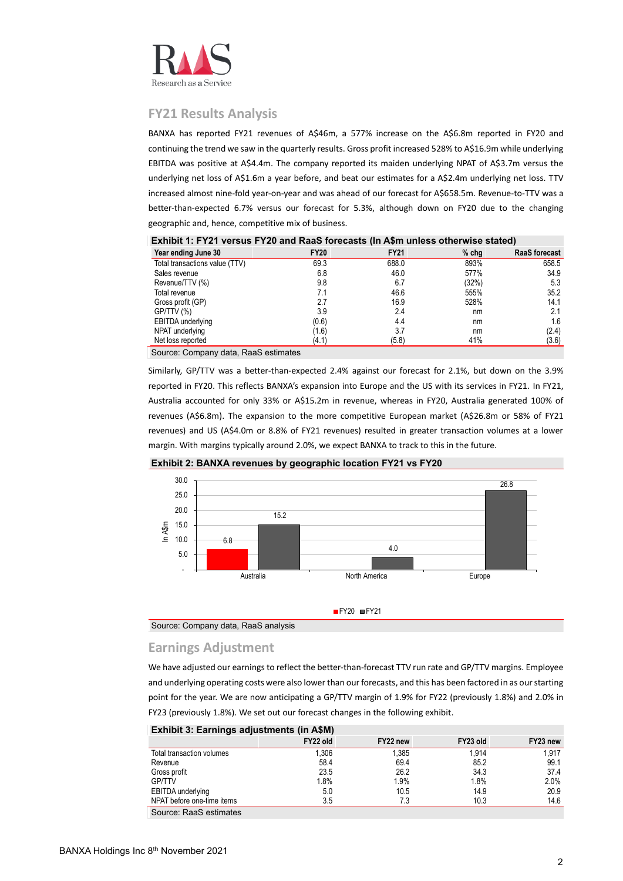## FY21 Results Analysis

BANXA has reported FY21 revenues of A$46m, a 577% increase on the A$6.8m reported in FY20 and continuing the trend we saw in the quarterly results. Gross profit increased 528% to A$16.9m while underlying EBITDA was positive at A$4.4m. The company reported its maiden underlying NPAT of A$3.7m versus the underlying net loss of A$1.6m a year before, and beat our estimates for a A$2.4m underlying net loss. TTV increased almost nine-fold year-on-year and was ahead of our forecast for A$658.5m. Revenue-to-TTV was a better-than-expected 6.7% versus our forecast for 5.3%, although down on FY20 due to the changing geographic and, hence, competitive mix of business.

**Exhibit 1: FY21 versus FY20 and RaaS forecasts (In A$m unless otherwise stated)**

| Year ending June 30 | FY20 | FY21 | % chg | RaaS forecast |
|---|---|---|---|---|
| Total transactions value (TTV) | 69.3 | 688.0 | 893% | 658.5 |
| Sales revenue | 6.8 | 46.0 | 577% | 34.9 |
| Revenue/TTV (%) | 9.8 | 6.7 | (32%) | 5.3 |
| Total revenue | 7.1 | 46.6 | 555% | 35.2 |
| Gross profit (GP) | 2.7 | 16.9 | 528% | 14.1 |
| GP/TTV (%) | 3.9 | 2.4 | nm | 2.1 |
| EBITDA underlying | (0.6) | 4.4 | nm | 1.6 |
| NPAT underlying | (1.6) | 3.7 | nm | (2.4) |
| Net loss reported | (4.1) | (5.8) | 41% | (3.6) |

Source: Company data, RaaS estimates

Similarly, GP/TTV was a better-than-expected 2.4% against our forecast for 2.1%, but down on the 3.9% reported in FY20. This reflects BANXA's expansion into Europe and the US with its services in FY21. In FY21, Australia accounted for only 33% or A$15.2m in revenue, whereas in FY20, Australia generated 100% of revenues (A$6.8m). The expansion to the more competitive European market (A$26.8m or 58% of FY21 revenues) and US (A$4.0m or 8.8% of FY21 revenues) resulted in greater transaction volumes at a lower margin. With margins typically around 2.0%, we expect BANXA to track to this in the future.

**Exhibit 2: BANXA revenues by geographic location FY21 vs FY20**

| In A$m | FY20 | FY21 |
|---|---|---|
| Australia | 6.8 | 15.2 |
| North America | | 4.0 |
| Europe | | 26.8 |

Source: Company data, RaaS analysis

## Earnings Adjustment

We have adjusted our earnings to reflect the better-than-forecast TTV run rate and GP/TTV margins. Employee and underlying operating costs were also lower than our forecasts, and this has been factored in as our starting point for the year. We are now anticipating a GP/TTV margin of 1.9% for FY22 (previously 1.8%) and 2.0% in FY23 (previously 1.8%). We set out our forecast changes in the following exhibit.

**Exhibit 3: Earnings adjustments (in A$M)**

| | FY22 old | FY22 new | FY23 old | FY23 new |
|---|---|---|---|---|
| Total transaction volumes | 1,306 | 1,385 | 1,914 | 1,917 |
| Revenue | 58.4 | 69.4 | 85.2 | 99.1 |
| Gross profit | 23.5 | 26.2 | 34.3 | 37.4 |
| GP/TTV | 1.8% | 1.9% | 1.8% | 2.0% |
| EBITDA underlying | 5.0 | 10.5 | 14.9 | 20.9 |
| NPAT before one-time items | 3.5 | 7.3 | 10.3 | 14.6 |

Source: RaaS estimates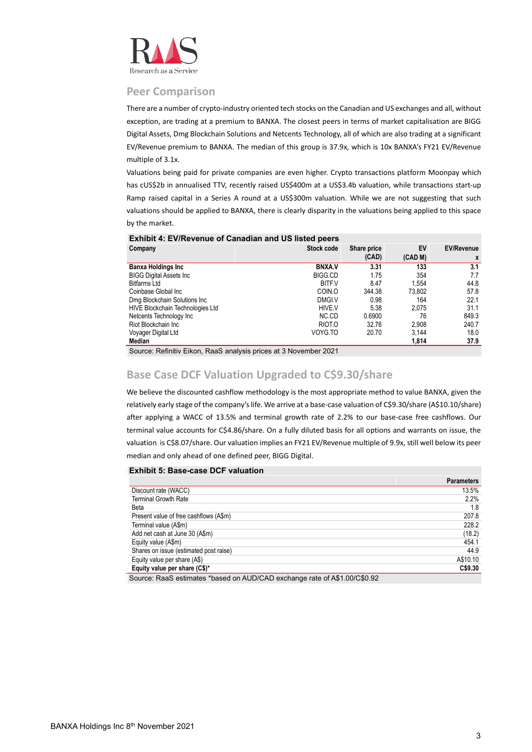## Peer Comparison

There are a number of crypto-industry oriented tech stocks on the Canadian and US exchanges and all, without exception, are trading at a premium to BANXA. The closest peers in terms of market capitalisation are BIGG Digital Assets, Dmg Blockchain Solutions and Netcents Technology, all of which are also trading at a significant EV/Revenue premium to BANXA. The median of this group is 37.9x, which is 10x BANXA's FY21 EV/Revenue multiple of 3.1x.

Valuations being paid for private companies are even higher. Crypto transactions platform Moonpay which has cUS$2b in annualised TTV, recently raised US$400m at a US$3.4b valuation, while transactions start-up Ramp raised capital in a Series A round at a US$300m valuation. While we are not suggesting that such valuations should be applied to BANXA, there is clearly disparity in the valuations being applied to this space by the market.

**Exhibit 4: EV/Revenue of Canadian and US listed peers**

| Company | Stock code | Share price (CAD) | EV (CAD M) | EV/Revenue x |
|---|---|---|---|---|
| **Banxa Holdings Inc** | **BNXA.V** | **3.31** | **133** | **3.1** |
| BIGG Digital Assets Inc | BIGG.CD | 1.75 | 354 | 7.7 |
| Bitfarms Ltd | BITF.V | 8.47 | 1,554 | 44.8 |
| Coinbase Global Inc | COIN.O | 344.38 | 73,802 | 57.8 |
| Dmg Blockchain Solutions Inc | DMGI.V | 0.98 | 164 | 22.1 |
| HIVE Blockchain Technologies Ltd | HIVE.V | 5.38 | 2,075 | 31.1 |
| Netcents Technology Inc | NC.CD | 0.6900 | 76 | 849.3 |
| Riot Blockchain Inc | RIOT.O | 32.76 | 2,908 | 240.7 |
| Voyager Digital Ltd | VOYG.TO | 20.70 | 3,144 | 18.0 |
| **Median** | | | **1,814** | **37.9** |

Source: Refinitiv Eikon, RaaS analysis prices at 3 November 2021

## Base Case DCF Valuation Upgraded to C$9.30/share

We believe the discounted cashflow methodology is the most appropriate method to value BANXA, given the relatively early stage of the company's life. We arrive at a base-case valuation of C$9.30/share (A$10.10/share) after applying a WACC of 13.5% and terminal growth rate of 2.2% to our base-case free cashflows. Our terminal value accounts for C$4.86/share. On a fully diluted basis for all options and warrants on issue, the valuation is C$8.07/share. Our valuation implies an FY21 EV/Revenue multiple of 9.9x, still well below its peer median and only ahead of one defined peer, BIGG Digital.

**Exhibit 5: Base-case DCF valuation**

| | Parameters |
|---|---|
| Discount rate (WACC) | 13.5% |
| Terminal Growth Rate | 2.2% |
| Beta | 1.8 |
| Present value of free cashflows (A$m) | 207.8 |
| Terminal value (A$m) | 228.2 |
| Add net cash at June 30 (A$m) | (18.2) |
| Equity value (A$m) | 454.1 |
| Shares on issue (estimated post raise) | 44.9 |
| Equity value per share (A$) | A$10.10 |
| **Equity value per share (C$)*** | **C$9.30** |

Source: RaaS estimates *based on AUD/CAD exchange rate of A$1.00/C$0.92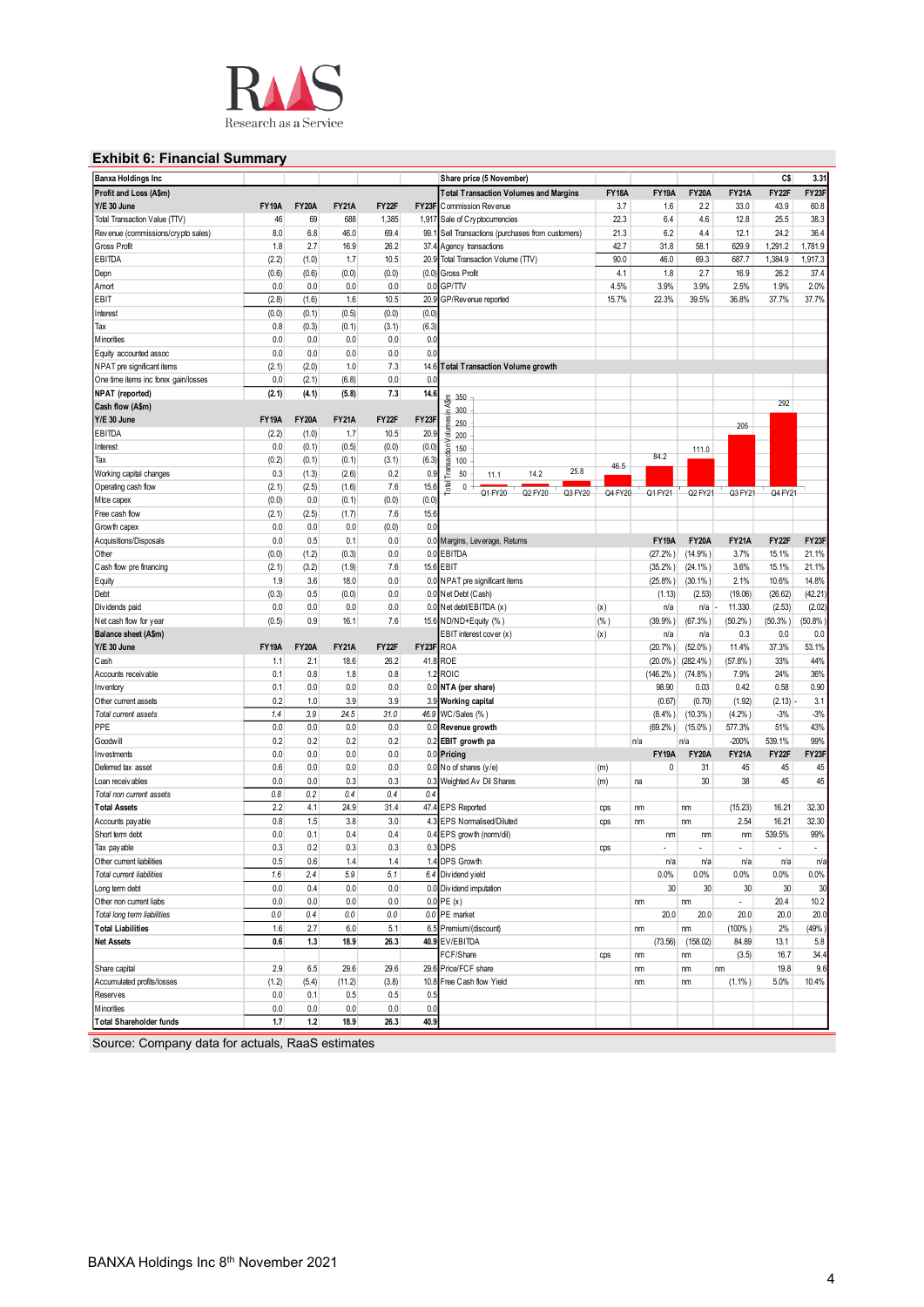## Exhibit 6: Financial Summary

| Banxa Holdings Inc | | | | | |
|---|---|---|---|---|---|
| **Profit and Loss (A$m)** | | | | | |
| **Y/E 30 June** | **FY19A** | **FY20A** | **FY21A** | **FY22F** | **FY23F** |
| Total Transaction Value (TTV) | 46 | 69 | 688 | 1,385 | 1,917 |
| Revenue (commissions/crypto sales) | 8.0 | 6.8 | 46.0 | 69.4 | 99.1 |
| Gross Profit | 1.8 | 2.7 | 16.9 | 26.2 | 37.4 |
| EBITDA | (2.2) | (1.0) | 1.7 | 10.5 | 20.9 |
| Depn | (0.6) | (0.6) | (0.0) | (0.0) | (0.0) |
| Amort | 0.0 | 0.0 | 0.0 | 0.0 | 0.0 |
| EBIT | (2.8) | (1.6) | 1.6 | 10.5 | 20.9 |
| Interest | (0.0) | (0.1) | (0.5) | (0.0) | (0.0) |
| Tax | 0.8 | (0.3) | (0.1) | (3.1) | (6.3) |
| Minorities | 0.0 | 0.0 | 0.0 | 0.0 | 0.0 |
| Equity accounted assoc | 0.0 | 0.0 | 0.0 | 0.0 | 0.0 |
| NPAT pre significant items | (2.1) | (2.0) | 1.0 | 7.3 | 14.6 |
| One time items inc forex gain/losses | 0.0 | (2.1) | (6.8) | 0.0 | 0.0 |
| **NPAT (reported)** | **(2.1)** | **(4.1)** | **(5.8)** | **7.3** | **14.6** |
| **Cash flow (A$m)** | | | | | |
| **Y/E 30 June** | **FY19A** | **FY20A** | **FY21A** | **FY22F** | **FY23F** |
| EBITDA | (2.2) | (1.0) | 1.7 | 10.5 | 20.9 |
| Interest | 0.0 | (0.1) | (0.5) | (0.0) | (0.0) |
| Tax | (0.2) | (0.1) | (0.1) | (3.1) | (6.3) |
| Working capital changes | 0.3 | (1.3) | (2.6) | 0.2 | 0.9 |
| Operating cash flow | (2.1) | (2.5) | (1.6) | 7.6 | 15.6 |
| Mtce capex | (0.0) | 0.0 | (0.1) | (0.0) | (0.0) |
| Free cash flow | (2.1) | (2.5) | (1.7) | 7.6 | 15.6 |
| Growth capex | 0.0 | 0.0 | 0.0 | (0.0) | 0.0 |
| Acquisitions/Disposals | 0.0 | 0.5 | 0.1 | 0.0 | 0.0 |
| Other | (0.0) | (1.2) | (0.3) | 0.0 | 0.0 |
| Cash flow pre financing | (2.1) | (3.2) | (1.9) | 7.6 | 15.6 |
| Equity | 1.9 | 3.6 | 18.0 | 0.0 | 0.0 |
| Debt | (0.3) | 0.5 | (0.0) | 0.0 | 0.0 |
| Dividends paid | 0.0 | 0.0 | 0.0 | 0.0 | 0.0 |
| Net cash flow for year | (0.5) | 0.9 | 16.1 | 7.6 | 15.6 |
| **Balance sheet (A$m)** | | | | | |
| **Y/E 30 June** | **FY19A** | **FY20A** | **FY21A** | **FY22F** | **FY23F** |
| Cash | 1.1 | 2.1 | 18.6 | 26.2 | 41.8 |
| Accounts receivable | 0.1 | 0.8 | 1.8 | 0.8 | 1.2 |
| Inventory | 0.1 | 0.0 | 0.0 | 0.0 | 0.0 |
| Other current assets | 0.2 | 1.0 | 3.9 | 3.9 | 3.9 |
| *Total current assets* | *1.4* | *3.9* | *24.5* | *31.0* | *46.9* |
| PPE | 0.0 | 0.0 | 0.0 | 0.0 | 0.0 |
| Goodwill | 0.2 | 0.2 | 0.2 | 0.2 | 0.2 |
| Investments | 0.0 | 0.0 | 0.0 | 0.0 | 0.0 |
| Deferred tax asset | 0.6 | 0.0 | 0.0 | 0.0 | 0.0 |
| Loan receivables | 0.0 | 0.0 | 0.3 | 0.3 | 0.3 |
| *Total non current assets* | *0.8* | *0.2* | *0.4* | *0.4* | *0.4* |
| **Total Assets** | **2.2** | **4.1** | **24.9** | **31.4** | **47.4** |
| Accounts payable | 0.8 | 1.5 | 3.8 | 3.0 | 4.3 |
| Short term debt | 0.0 | 0.1 | 0.4 | 0.4 | 0.4 |
| Tax payable | 0.3 | 0.2 | 0.3 | 0.3 | 0.3 |
| Other current liabilities | 0.5 | 0.6 | 1.4 | 1.4 | 1.4 |
| *Total current liabilities* | *1.6* | *2.4* | *5.9* | *5.1* | *6.4* |
| Long term debt | 0.0 | 0.4 | 0.0 | 0.0 | 0.0 |
| Other non current liabs | 0.0 | 0.0 | 0.0 | 0.0 | 0.0 |
| *Total long term liabilities* | *0.0* | *0.4* | *0.0* | *0.0* | *0.0* |
| **Total Liabilities** | **1.6** | **2.7** | **6.0** | **5.1** | **6.5** |
| **Net Assets** | **0.6** | **1.3** | **18.9** | **26.3** | **40.9** |
| | | | | | |
| Share capital | 2.9 | 6.5 | 29.6 | 29.6 | 29.6 |
| Accumulated profits/losses | (1.2) | (5.4) | (11.2) | (3.8) | 10.8 |
| Reserves | 0.0 | 0.1 | 0.5 | 0.5 | 0.5 |
| Minorities | 0.0 | 0.0 | 0.0 | 0.0 | 0.0 |
| **Total Shareholder funds** | **1.7** | **1.2** | **18.9** | **26.3** | **40.9** |

| Share price (5 November) | | | | | | C$ | 3.31 |
|---|---|---|---|---|---|---|---|
| **Total Transaction Volumes and Margins** | | **FY18A** | **FY19A** | **FY20A** | **FY21A** | **FY22F** | **FY23F** |
| Commission Revenue | | 3.7 | 1.6 | 2.2 | 33.0 | 43.9 | 60.8 |
| Sale of Cryptocurrencies | | 22.3 | 6.4 | 4.6 | 12.8 | 25.5 | 38.3 |
| Sell Transactions (purchases from customers) | | 21.3 | 6.2 | 4.4 | 12.1 | 24.2 | 36.4 |
| Agency transactions | | 42.7 | 31.8 | 58.1 | 629.9 | 1,291.2 | 1,781.9 |
| Total Transaction Volume (TTV) | | 90.0 | 46.0 | 69.3 | 687.7 | 1,384.9 | 1,917.3 |
| Gross Profit | | 4.1 | 1.8 | 2.7 | 16.9 | 26.2 | 37.4 |
| GP/TTV | | 4.5% | 3.9% | 3.9% | 2.5% | 1.9% | 2.0% |
| GP/Revenue reported | | 15.7% | 22.3% | 39.5% | 36.8% | 37.7% | 37.7% |

**Total Transaction Volume growth** (Total Transaction Volumes in A$m)

| Q1 FY20 | Q2 FY20 | Q3 FY20 | Q4 FY20 | Q1 FY21 | Q2 FY21 | Q3 FY21 | Q4 FY21 |
|---|---|---|---|---|---|---|---|
| 11.1 | 14.2 | 25.8 | 46.5 | 84.2 | 111.0 | 205 | 292 |

| Margins, Leverage, Returns | | | **FY19A** | **FY20A** | **FY21A** | **FY22F** | **FY23F** |
|---|---|---|---|---|---|---|---|
| EBITDA | | | (27.2%) | (14.9%) | 3.7% | 15.1% | 21.1% |
| EBIT | | | (35.2%) | (24.1%) | 3.6% | 15.1% | 21.1% |
| NPAT pre significant items | | | (25.8%) | (30.1%) | 2.1% | 10.6% | 14.8% |
| Net Debt (Cash) | | | (1.13) | (2.53) | (19.06) | (26.62) | (42.21) |
| Net debt/EBITDA (x) | (x) | | n/a | n/a | 11.330 | (2.53) | (2.02) |
| ND/ND+Equity (%) | (%) | | (39.9%) | (67.3%) | (50.2%) | (50.3%) | (50.8%) |
| EBIT interest cover (x) | (x) | | n/a | n/a | 0.3 | 0.0 | 0.0 |
| ROA | | | (20.7%) | (52.0%) | 11.4% | 37.3% | 53.1% |
| ROE | | | (20.0%) | (282.4%) | (57.8%) | 33% | 44% |
| ROIC | | | (146.2%) | (74.8%) | 7.9% | 24% | 36% |
| **NTA (per share)** | | | 98.90 | 0.03 | 0.42 | 0.58 | 0.90 |
| **Working capital** | | | (0.67) | (0.70) | (1.92) | (2.13) | 3.1 |
| WC/Sales (%) | | | (8.4%) | (10.3%) | (4.2%) | -3% | -3% |
| **Revenue growth** | | | (69.2%) | (15.0%) | 577.3% | 51% | 43% |
| **EBIT growth pa** | | | n/a | n/a | -200% | 539.1% | 99% |
| **Pricing** | | | **FY19A** | **FY20A** | **FY21A** | **FY22F** | **FY23F** |
| No of shares (y/e) | (m) | | 0 | 31 | 45 | 45 | 45 |
| Weighted Av Dil Shares | (m) | | na | 30 | 38 | 45 | 45 |
| | | | | | | | |
| EPS Reported | cps | | nm | nm | (15.23) | 16.21 | 32.30 |
| EPS Normalised/Diluted | cps | | nm | nm | 2.54 | 16.21 | 32.30 |
| EPS growth (norm/dil) | | | nm | nm | nm | 539.5% | 99% |
| DPS | cps | | - | - | - | - | - |
| DPS Growth | | | n/a | n/a | n/a | n/a | n/a |
| Dividend yield | | | 0.0% | 0.0% | 0.0% | 0.0% | 0.0% |
| Dividend imputation | | | 30 | 30 | 30 | 30 | 30 |
| PE (x) | | | nm | nm | - | 20.4 | 10.2 |
| PE market | | | 20.0 | 20.0 | 20.0 | 20.0 | 20.0 |
| Premium/(discount) | | | nm | nm | (100%) | 2% | (49%) |
| EV/EBITDA | | | (73.56) | (158.02) | 84.89 | 13.1 | 5.8 |
| FCF/Share | cps | | nm | nm | (3.5) | 16.7 | 34.4 |
| Price/FCF share | | | nm | nm | nm | 19.8 | 9.6 |
| Free Cash flow Yield | | | nm | nm | (1.1%) | 5.0% | 10.4% |

Source: Company data for actuals, RaaS estimates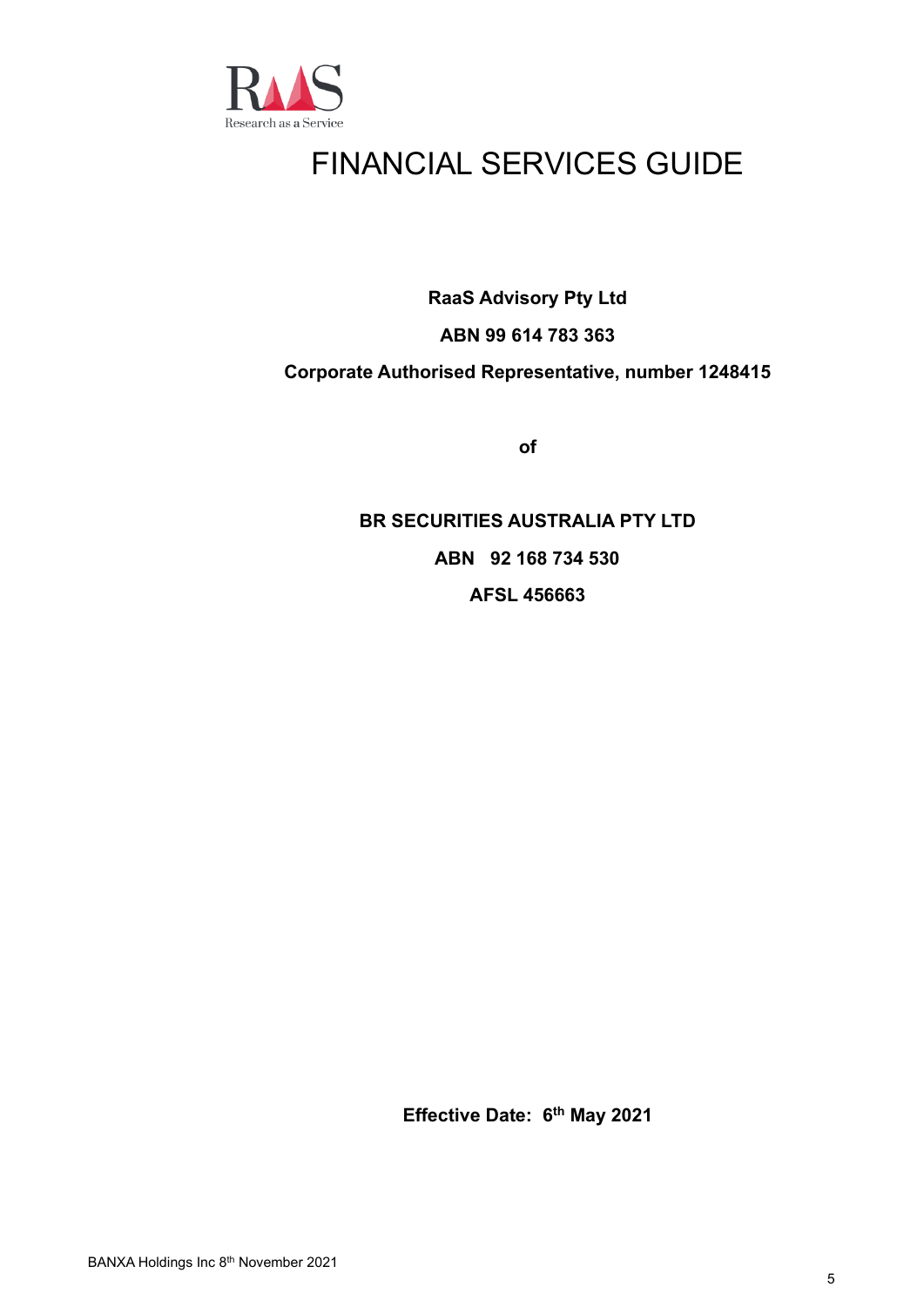# FINANCIAL SERVICES GUIDE

**RaaS Advisory Pty Ltd**

**ABN 99 614 783 363**

**Corporate Authorised Representative, number 1248415**

**of**

**BR SECURITIES AUSTRALIA PTY LTD**

**ABN 92 168 734 530**

**AFSL 456663**

**Effective Date: 6th May 2021**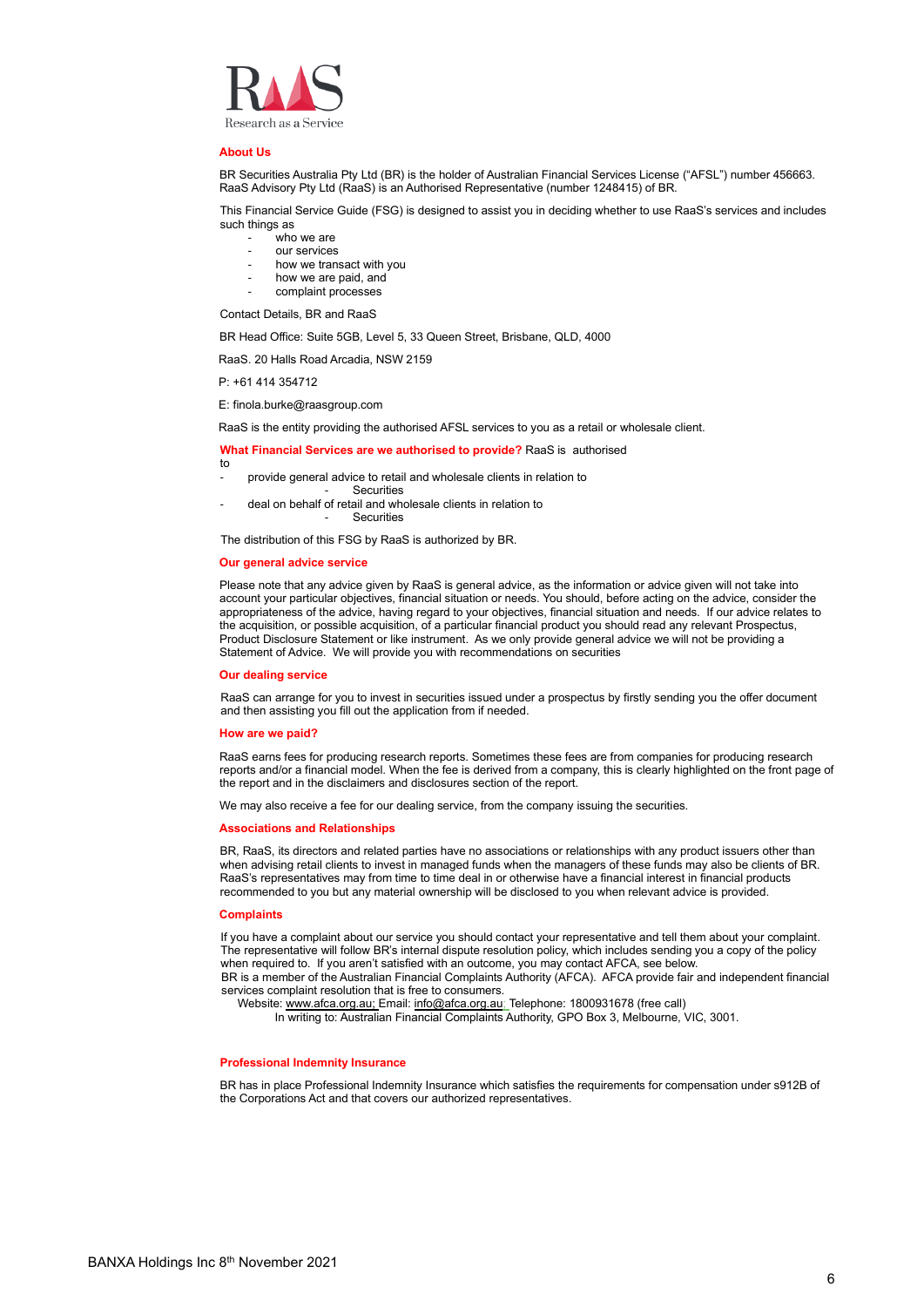RaaS

Research as a Service

## About Us

BR Securities Australia Pty Ltd (BR) is the holder of Australian Financial Services License ("AFSL") number 456663. RaaS Advisory Pty Ltd (RaaS) is an Authorised Representative (number 1248415) of BR.

This Financial Service Guide (FSG) is designed to assist you in deciding whether to use RaaS's services and includes such things as

- who we are
- our services
- how we transact with you
- how we are paid, and
- complaint processes

Contact Details, BR and RaaS

BR Head Office: Suite 5GB, Level 5, 33 Queen Street, Brisbane, QLD, 4000

RaaS. 20 Halls Road Arcadia, NSW 2159

P: +61 414 354712

E: finola.burke@raasgroup.com

RaaS is the entity providing the authorised AFSL services to you as a retail or wholesale client.

**What Financial Services are we authorised to provide?** RaaS is authorised to

- provide general advice to retail and wholesale clients in relation to
  - Securities
- deal on behalf of retail and wholesale clients in relation to
  - Securities

The distribution of this FSG by RaaS is authorized by BR.

## Our general advice service

Please note that any advice given by RaaS is general advice, as the information or advice given will not take into account your particular objectives, financial situation or needs. You should, before acting on the advice, consider the appropriateness of the advice, having regard to your objectives, financial situation and needs. If our advice relates to the acquisition, or possible acquisition, of a particular financial product you should read any relevant Prospectus, Product Disclosure Statement or like instrument. As we only provide general advice we will not be providing a Statement of Advice. We will provide you with recommendations on securities

## Our dealing service

RaaS can arrange for you to invest in securities issued under a prospectus by firstly sending you the offer document and then assisting you fill out the application from if needed.

## How are we paid?

RaaS earns fees for producing research reports. Sometimes these fees are from companies for producing research reports and/or a financial model. When the fee is derived from a company, this is clearly highlighted on the front page of the report and in the disclaimers and disclosures section of the report.

We may also receive a fee for our dealing service, from the company issuing the securities.

## Associations and Relationships

BR, RaaS, its directors and related parties have no associations or relationships with any product issuers other than when advising retail clients to invest in managed funds when the managers of these funds may also be clients of BR. RaaS's representatives may from time to time deal in or otherwise have a financial interest in financial products recommended to you but any material ownership will be disclosed to you when relevant advice is provided.

## Complaints

If you have a complaint about our service you should contact your representative and tell them about your complaint. The representative will follow BR's internal dispute resolution policy, which includes sending you a copy of the policy when required to. If you aren't satisfied with an outcome, you may contact AFCA, see below.
BR is a member of the Australian Financial Complaints Authority (AFCA). AFCA provide fair and independent financial services complaint resolution that is free to consumers.
Website: www.afca.org.au; Email: info@afca.org.au; Telephone: 1800931678 (free call)
In writing to: Australian Financial Complaints Authority, GPO Box 3, Melbourne, VIC, 3001.

## Professional Indemnity Insurance

BR has in place Professional Indemnity Insurance which satisfies the requirements for compensation under s912B of the Corporations Act and that covers our authorized representatives.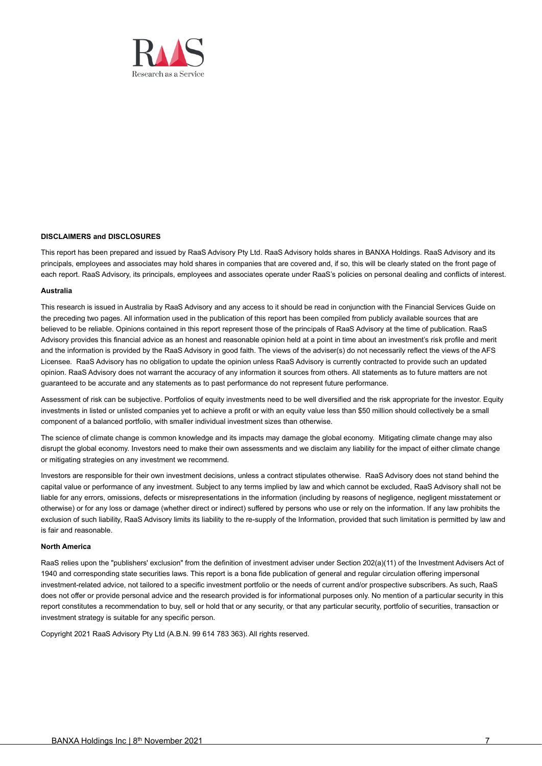**DISCLAIMERS and DISCLOSURES**

This report has been prepared and issued by RaaS Advisory Pty Ltd. RaaS Advisory holds shares in BANXA Holdings. RaaS Advisory and its principals, employees and associates may hold shares in companies that are covered and, if so, this will be clearly stated on the front page of each report. RaaS Advisory, its principals, employees and associates operate under RaaS's policies on personal dealing and conflicts of interest.

**Australia**

This research is issued in Australia by RaaS Advisory and any access to it should be read in conjunction with the Financial Services Guide on the preceding two pages. All information used in the publication of this report has been compiled from publicly available sources that are believed to be reliable. Opinions contained in this report represent those of the principals of RaaS Advisory at the time of publication. RaaS Advisory provides this financial advice as an honest and reasonable opinion held at a point in time about an investment's risk profile and merit and the information is provided by the RaaS Advisory in good faith. The views of the adviser(s) do not necessarily reflect the views of the AFS Licensee. RaaS Advisory has no obligation to update the opinion unless RaaS Advisory is currently contracted to provide such an updated opinion. RaaS Advisory does not warrant the accuracy of any information it sources from others. All statements as to future matters are not guaranteed to be accurate and any statements as to past performance do not represent future performance.

Assessment of risk can be subjective. Portfolios of equity investments need to be well diversified and the risk appropriate for the investor. Equity investments in listed or unlisted companies yet to achieve a profit or with an equity value less than $50 million should collectively be a small component of a balanced portfolio, with smaller individual investment sizes than otherwise.

The science of climate change is common knowledge and its impacts may damage the global economy. Mitigating climate change may also disrupt the global economy. Investors need to make their own assessments and we disclaim any liability for the impact of either climate change or mitigating strategies on any investment we recommend.

Investors are responsible for their own investment decisions, unless a contract stipulates otherwise. RaaS Advisory does not stand behind the capital value or performance of any investment. Subject to any terms implied by law and which cannot be excluded, RaaS Advisory shall not be liable for any errors, omissions, defects or misrepresentations in the information (including by reasons of negligence, negligent misstatement or otherwise) or for any loss or damage (whether direct or indirect) suffered by persons who use or rely on the information. If any law prohibits the exclusion of such liability, RaaS Advisory limits its liability to the re-supply of the Information, provided that such limitation is permitted by law and is fair and reasonable.

**North America**

RaaS relies upon the "publishers' exclusion" from the definition of investment adviser under Section 202(a)(11) of the Investment Advisers Act of 1940 and corresponding state securities laws. This report is a bona fide publication of general and regular circulation offering impersonal investment-related advice, not tailored to a specific investment portfolio or the needs of current and/or prospective subscribers. As such, RaaS does not offer or provide personal advice and the research provided is for informational purposes only. No mention of a particular security in this report constitutes a recommendation to buy, sell or hold that or any security, or that any particular security, portfolio of securities, transaction or investment strategy is suitable for any specific person.

Copyright 2021 RaaS Advisory Pty Ltd (A.B.N. 99 614 783 363). All rights reserved.